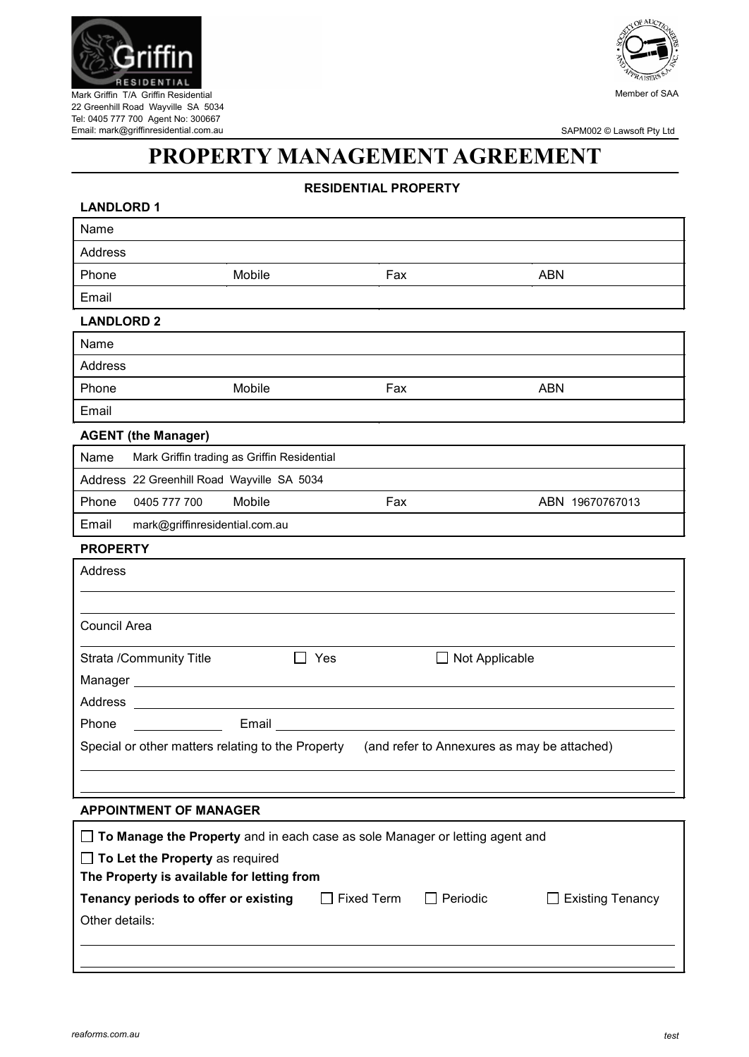Mark Griffin T/A Griffin Residential
22 Greenhill Road Wayville SA 5034
Tel: 0405 777 700 Agent No: 300667
Email: mark@griffinresidential.com.au

Member of SAA

SAPM002 © Lawsoft Pty Ltd

# PROPERTY MANAGEMENT AGREEMENT

## RESIDENTIAL PROPERTY

### LANDLORD 1

| Name | | | |
|---|---|---|---|
| Address | | | |
| Phone | Mobile | Fax | ABN |
| Email | | | |

### LANDLORD 2

| Name | | | |
|---|---|---|---|
| Address | | | |
| Phone | Mobile | Fax | ABN |
| Email | | | |

### AGENT (the Manager)

| Name Mark Griffin trading as Griffin Residential | | | |
|---|---|---|---|
| Address 22 Greenhill Road Wayville SA 5034 | | | |
| Phone 0405 777 700 | Mobile | Fax | ABN 19670767013 |
| Email mark@griffinresidential.com.au | | | |

### PROPERTY

Address

Council Area

Strata /Community Title ☐ Yes ☐ Not Applicable

Manager

Address

Phone Email

Special or other matters relating to the Property (and refer to Annexures as may be attached)

### APPOINTMENT OF MANAGER

☐ **To Manage the Property** and in each case as sole Manager or letting agent and

☐ **To Let the Property** as required

**The Property is available for letting from**

**Tenancy periods to offer or existing** ☐ Fixed Term ☐ Periodic ☐ Existing Tenancy

Other details:

*reaforms.com.au*

*test*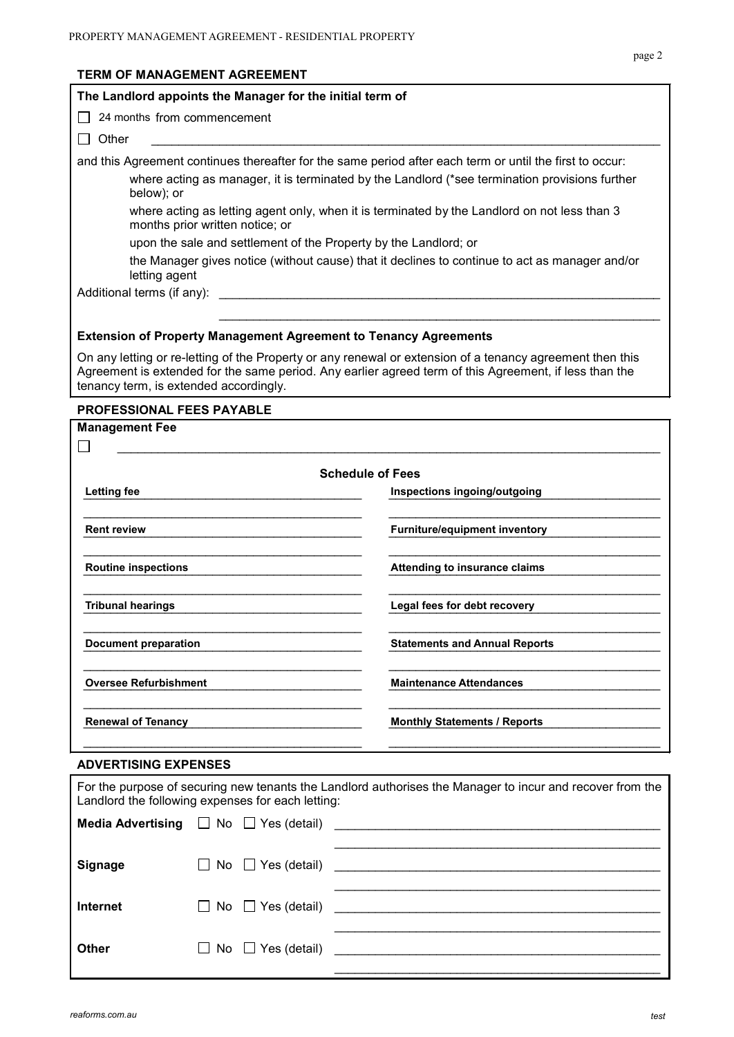## TERM OF MANAGEMENT AGREEMENT

**The Landlord appoints the Manager for the initial term of**

☐ 24 months from commencement

☐ Other \_\_\_\_\_\_\_\_\_\_\_\_\_\_\_\_\_\_\_\_\_\_\_\_\_\_\_\_\_\_\_\_\_\_\_\_\_\_\_\_

and this Agreement continues thereafter for the same period after each term or until the first to occur:

- where acting as manager, it is terminated by the Landlord (*see termination provisions further below); or
- where acting as letting agent only, when it is terminated by the Landlord on not less than 3 months prior written notice; or
- upon the sale and settlement of the Property by the Landlord; or
- the Manager gives notice (without cause) that it declines to continue to act as manager and/or letting agent

Additional terms (if any): \_\_\_\_\_\_\_\_\_\_\_\_\_\_\_\_\_\_\_\_\_\_\_\_\_\_\_\_\_\_\_\_\_\_\_\_\_\_\_\_

**Extension of Property Management Agreement to Tenancy Agreements**

On any letting or re-letting of the Property or any renewal or extension of a tenancy agreement then this Agreement is extended for the same period. Any earlier agreed term of this Agreement, if less than the tenancy term, is extended accordingly.

## PROFESSIONAL FEES PAYABLE

**Management Fee**

☐ \_\_\_\_\_\_\_\_\_\_\_\_\_\_\_\_\_\_\_\_\_\_\_\_\_\_\_\_\_\_\_\_\_\_\_\_\_\_\_\_

**Schedule of Fees**

| | |
|---|---|
| **Letting fee** | **Inspections ingoing/outgoing** |
| **Rent review** | **Furniture/equipment inventory** |
| **Routine inspections** | **Attending to insurance claims** |
| **Tribunal hearings** | **Legal fees for debt recovery** |
| **Document preparation** | **Statements and Annual Reports** |
| **Oversee Refurbishment** | **Maintenance Attendances** |
| **Renewal of Tenancy** | **Monthly Statements / Reports** |

## ADVERTISING EXPENSES

For the purpose of securing new tenants the Landlord authorises the Manager to incur and recover from the Landlord the following expenses for each letting:

| | | |
|---|---|---|
| **Media Advertising** | ☐ No ☐ Yes (detail) | \_\_\_\_\_\_\_\_\_\_\_\_\_\_\_\_\_\_\_\_ |
| **Signage** | ☐ No ☐ Yes (detail) | \_\_\_\_\_\_\_\_\_\_\_\_\_\_\_\_\_\_\_\_ |
| **Internet** | ☐ No ☐ Yes (detail) | \_\_\_\_\_\_\_\_\_\_\_\_\_\_\_\_\_\_\_\_ |
| **Other** | ☐ No ☐ Yes (detail) | \_\_\_\_\_\_\_\_\_\_\_\_\_\_\_\_\_\_\_\_ |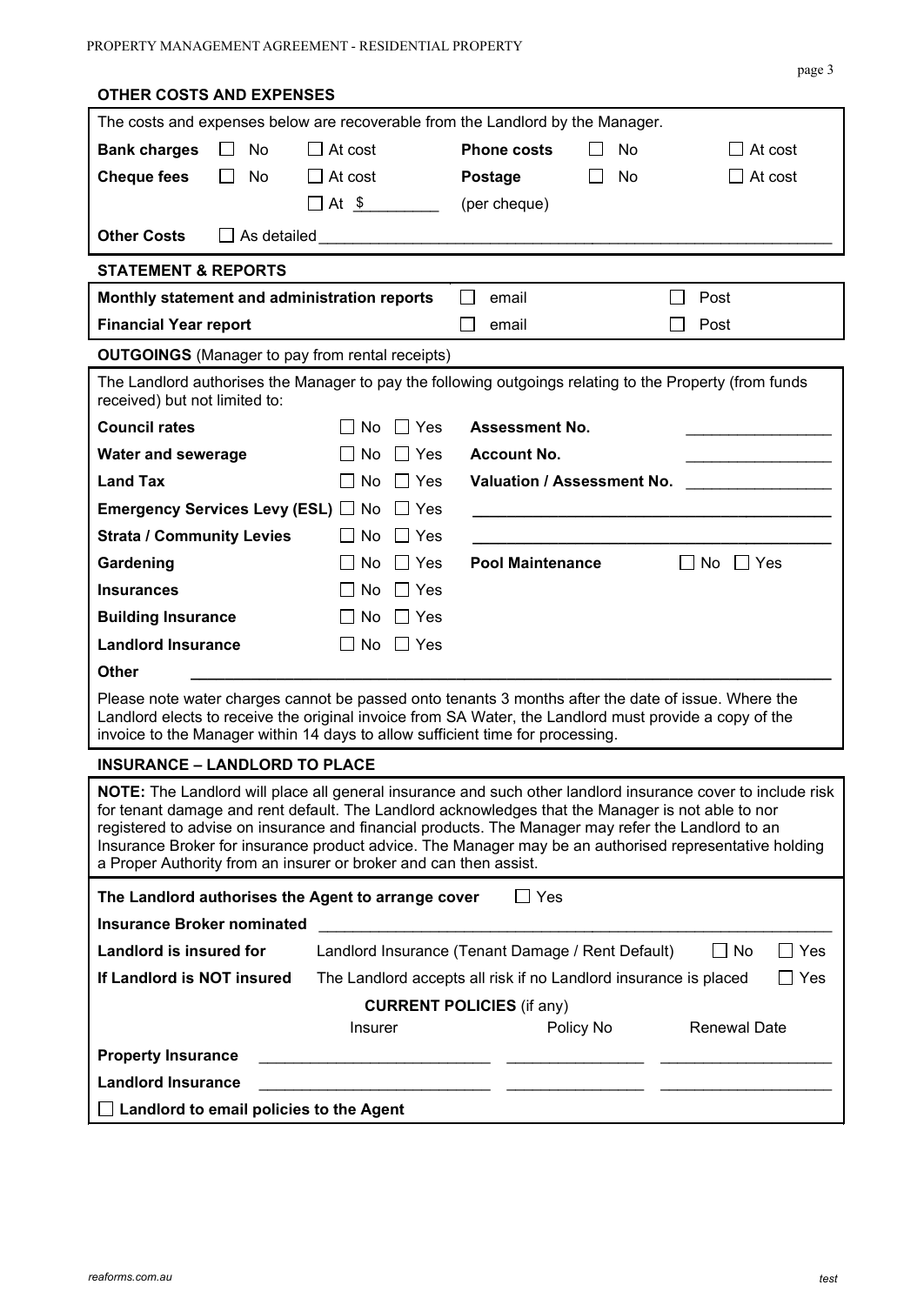## OTHER COSTS AND EXPENSES

The costs and expenses below are recoverable from the Landlord by the Manager.

| | | | | | |
|---|---|---|---|---|---|
| **Bank charges** | ☐ No | ☐ At cost | **Phone costs** | ☐ No | ☐ At cost |
| **Cheque fees** | ☐ No | ☐ At cost | **Postage** | ☐ No | ☐ At cost |
| | | ☐ At $_________ | (per cheque) | | |

**Other Costs** ☐ As detailed ____________________________________________

## STATEMENT & REPORTS

| | | |
|---|---|---|
| **Monthly statement and administration reports** | ☐ email | ☐ Post |
| **Financial Year report** | ☐ email | ☐ Post |

## OUTGOINGS (Manager to pay from rental receipts)

The Landlord authorises the Manager to pay the following outgoings relating to the Property (from funds received) but not limited to:

| | | | |
|---|---|---|---|
| **Council rates** | ☐ No ☐ Yes | **Assessment No.** | ________________ |
| **Water and sewerage** | ☐ No ☐ Yes | **Account No.** | ________________ |
| **Land Tax** | ☐ No ☐ Yes | **Valuation / Assessment No.** | ________________ |
| **Emergency Services Levy (ESL)** | ☐ No ☐ Yes | ________________________________ | |
| **Strata / Community Levies** | ☐ No ☐ Yes | ________________________________ | |
| **Gardening** | ☐ No ☐ Yes | **Pool Maintenance** | ☐ No ☐ Yes |
| **Insurances** | ☐ No ☐ Yes | | |
| **Building Insurance** | ☐ No ☐ Yes | | |
| **Landlord Insurance** | ☐ No ☐ Yes | | |

**Other** ____________________________________________

Please note water charges cannot be passed onto tenants 3 months after the date of issue. Where the Landlord elects to receive the original invoice from SA Water, the Landlord must provide a copy of the invoice to the Manager within 14 days to allow sufficient time for processing.

## INSURANCE – LANDLORD TO PLACE

**NOTE:** The Landlord will place all general insurance and such other landlord insurance cover to include risk for tenant damage and rent default. The Landlord acknowledges that the Manager is not able to nor registered to advise on insurance and financial products. The Manager may refer the Landlord to an Insurance Broker for insurance product advice. The Manager may be an authorised representative holding a Proper Authority from an insurer or broker and can then assist.

**The Landlord authorises the Agent to arrange cover** ☐ Yes

**Insurance Broker nominated** ____________________________________________

**Landlord is insured for** Landlord Insurance (Tenant Damage / Rent Default) ☐ No ☐ Yes

**If Landlord is NOT insured** The Landlord accepts all risk if no Landlord insurance is placed ☐ Yes

**CURRENT POLICIES** (if any)

| | Insurer | Policy No | Renewal Date |
|---|---|---|---|
| **Property Insurance** | ____________ | ____________ | ____________ |
| **Landlord Insurance** | ____________ | ____________ | ____________ |

☐ **Landlord to email policies to the Agent**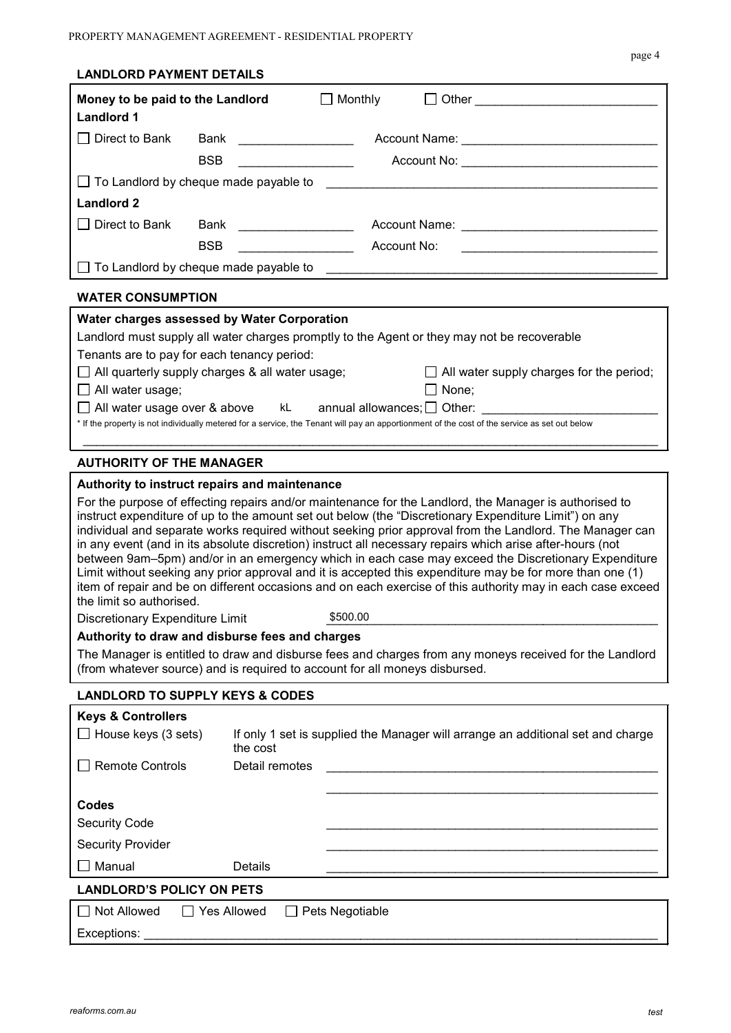## LANDLORD PAYMENT DETAILS

**Money to be paid to the Landlord** ☐ Monthly ☐ Other \_\_\_\_\_\_\_\_\_\_\_\_\_\_\_\_\_\_\_\_\_\_\_\_\_\_\_

**Landlord 1**

☐ Direct to Bank Bank \_\_\_\_\_\_\_\_\_\_\_\_\_\_\_\_\_ Account Name: \_\_\_\_\_\_\_\_\_\_\_\_\_\_\_\_\_\_\_\_\_\_\_\_\_\_\_\_\_

BSB \_\_\_\_\_\_\_\_\_\_\_\_\_\_\_\_\_ Account No: \_\_\_\_\_\_\_\_\_\_\_\_\_\_\_\_\_\_\_\_\_\_\_\_\_\_\_\_\_

☐ To Landlord by cheque made payable to \_\_\_\_\_\_\_\_\_\_\_\_\_\_\_\_\_\_\_\_\_\_\_\_\_\_\_\_\_\_\_\_\_\_\_\_\_\_\_\_\_\_\_\_\_\_\_\_

**Landlord 2**

☐ Direct to Bank Bank \_\_\_\_\_\_\_\_\_\_\_\_\_\_\_\_\_ Account Name: \_\_\_\_\_\_\_\_\_\_\_\_\_\_\_\_\_\_\_\_\_\_\_\_\_\_\_\_\_

BSB \_\_\_\_\_\_\_\_\_\_\_\_\_\_\_\_\_ Account No: \_\_\_\_\_\_\_\_\_\_\_\_\_\_\_\_\_\_\_\_\_\_\_\_\_\_\_\_\_

☐ To Landlord by cheque made payable to \_\_\_\_\_\_\_\_\_\_\_\_\_\_\_\_\_\_\_\_\_\_\_\_\_\_\_\_\_\_\_\_\_\_\_\_\_\_\_\_\_\_\_\_\_\_\_\_

## WATER CONSUMPTION

**Water charges assessed by Water Corporation**

Landlord must supply all water charges promptly to the Agent or they may not be recoverable

Tenants are to pay for each tenancy period:

☐ All quarterly supply charges & all water usage; ☐ All water supply charges for the period;

☐ All water usage; ☐ None;

☐ All water usage over & above kL annual allowances; ☐ Other: \_\_\_\_\_\_\_\_\_\_\_\_\_\_\_\_\_\_\_\_\_\_\_\_\_

\* If the property is not individually metered for a service, the Tenant will pay an apportionment of the cost of the service as set out below

\_\_\_\_\_\_\_\_\_\_\_\_\_\_\_\_\_\_\_\_\_\_\_\_\_\_\_\_\_\_\_\_\_\_\_\_\_\_\_\_\_\_\_\_\_\_\_\_\_\_\_\_\_\_\_\_\_\_\_\_\_\_\_\_\_\_\_\_\_\_\_\_\_\_\_\_\_\_\_\_

## AUTHORITY OF THE MANAGER

**Authority to instruct repairs and maintenance**

For the purpose of effecting repairs and/or maintenance for the Landlord, the Manager is authorised to instruct expenditure of up to the amount set out below (the "Discretionary Expenditure Limit") on any individual and separate works required without seeking prior approval from the Landlord. The Manager can in any event (and in its absolute discretion) instruct all necessary repairs which arise after-hours (not between 9am–5pm) and/or in an emergency which in each case may exceed the Discretionary Expenditure Limit without seeking any prior approval and it is accepted this expenditure may be for more than one (1) item of repair and be on different occasions and on each exercise of this authority may in each case exceed the limit so authorised.

Discretionary Expenditure Limit $500.00

**Authority to draw and disburse fees and charges**

The Manager is entitled to draw and disburse fees and charges from any moneys received for the Landlord (from whatever source) and is required to account for all moneys disbursed.

## LANDLORD TO SUPPLY KEYS & CODES

**Keys & Controllers**

☐ House keys (3 sets) If only 1 set is supplied the Manager will arrange an additional set and charge the cost

☐ Remote Controls Detail remotes \_\_\_\_\_\_\_\_\_\_\_\_\_\_\_\_\_\_\_\_\_\_\_\_\_\_\_\_\_\_\_\_\_\_\_\_\_\_\_\_\_\_\_\_\_\_\_\_

\_\_\_\_\_\_\_\_\_\_\_\_\_\_\_\_\_\_\_\_\_\_\_\_\_\_\_\_\_\_\_\_\_\_\_\_\_\_\_\_\_\_\_\_\_\_\_\_

**Codes**

Security Code \_\_\_\_\_\_\_\_\_\_\_\_\_\_\_\_\_\_\_\_\_\_\_\_\_\_\_\_\_\_\_\_\_\_\_\_\_\_\_\_\_\_\_\_\_\_\_\_

Security Provider \_\_\_\_\_\_\_\_\_\_\_\_\_\_\_\_\_\_\_\_\_\_\_\_\_\_\_\_\_\_\_\_\_\_\_\_\_\_\_\_\_\_\_\_\_\_\_\_

☐ Manual Details \_\_\_\_\_\_\_\_\_\_\_\_\_\_\_\_\_\_\_\_\_\_\_\_\_\_\_\_\_\_\_\_\_\_\_\_\_\_\_\_\_\_\_\_\_\_\_\_

## LANDLORD'S POLICY ON PETS

☐ Not Allowed ☐ Yes Allowed ☐ Pets Negotiable

Exceptions: \_\_\_\_\_\_\_\_\_\_\_\_\_\_\_\_\_\_\_\_\_\_\_\_\_\_\_\_\_\_\_\_\_\_\_\_\_\_\_\_\_\_\_\_\_\_\_\_\_\_\_\_\_\_\_\_\_\_\_\_\_\_\_\_\_\_\_\_\_\_\_\_\_\_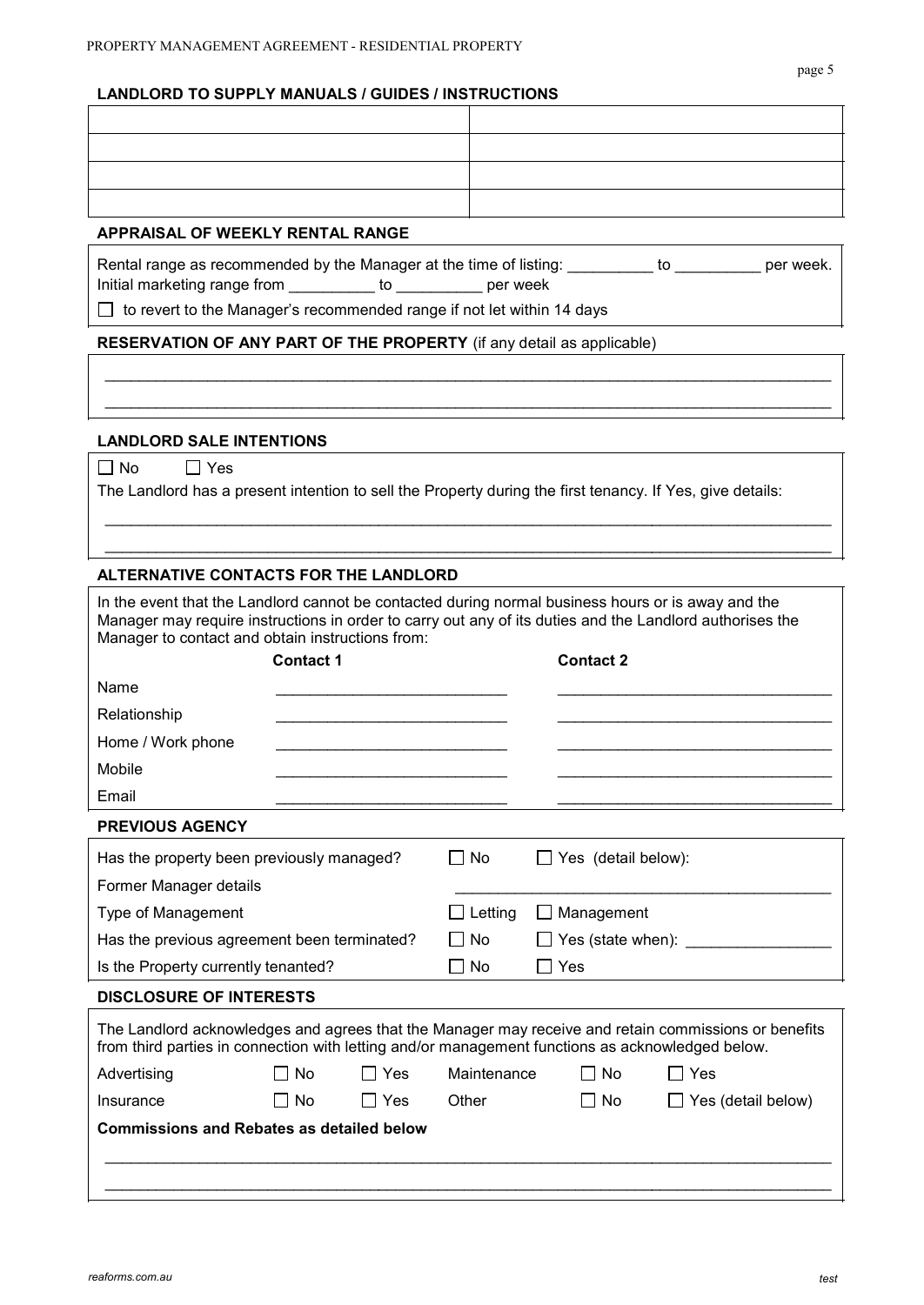## LANDLORD TO SUPPLY MANUALS / GUIDES / INSTRUCTIONS

| | |
|---|---|
| | |
| | |
| | |
| | |

## APPRAISAL OF WEEKLY RENTAL RANGE

Rental range as recommended by the Manager at the time of listing: __________ to __________ per week.
Initial marketing range from __________ to __________ per week

☐ to revert to the Manager's recommended range if not let within 14 days

## RESERVATION OF ANY PART OF THE PROPERTY (if any detail as applicable)

________________________________________________________________________________________

________________________________________________________________________________________

## LANDLORD SALE INTENTIONS

☐ No ☐ Yes

The Landlord has a present intention to sell the Property during the first tenancy. If Yes, give details:

________________________________________________________________________________________

________________________________________________________________________________________

## ALTERNATIVE CONTACTS FOR THE LANDLORD

In the event that the Landlord cannot be contacted during normal business hours or is away and the Manager may require instructions in order to carry out any of its duties and the Landlord authorises the Manager to contact and obtain instructions from:

| | **Contact 1** | **Contact 2** |
|---|---|---|
| Name | ___________________________ | ________________________________ |
| Relationship | ___________________________ | ________________________________ |
| Home / Work phone | ___________________________ | ________________________________ |
| Mobile | ___________________________ | ________________________________ |
| Email | ___________________________ | ________________________________ |

## PREVIOUS AGENCY

| | | |
|---|---|---|
| Has the property been previously managed? | ☐ No | ☐ Yes (detail below): |
| Former Manager details | | ____________________________________________ |
| Type of Management | ☐ Letting | ☐ Management |
| Has the previous agreement been terminated? | ☐ No | ☐ Yes (state when): ________________ |
| Is the Property currently tenanted? | ☐ No | ☐ Yes |

## DISCLOSURE OF INTERESTS

The Landlord acknowledges and agrees that the Manager may receive and retain commissions or benefits from third parties in connection with letting and/or management functions as acknowledged below.

| | | | | | |
|---|---|---|---|---|---|
| Advertising | ☐ No | ☐ Yes | Maintenance | ☐ No | ☐ Yes |
| Insurance | ☐ No | ☐ Yes | Other | ☐ No | ☐ Yes (detail below) |

**Commissions and Rebates as detailed below**

________________________________________________________________________________________

________________________________________________________________________________________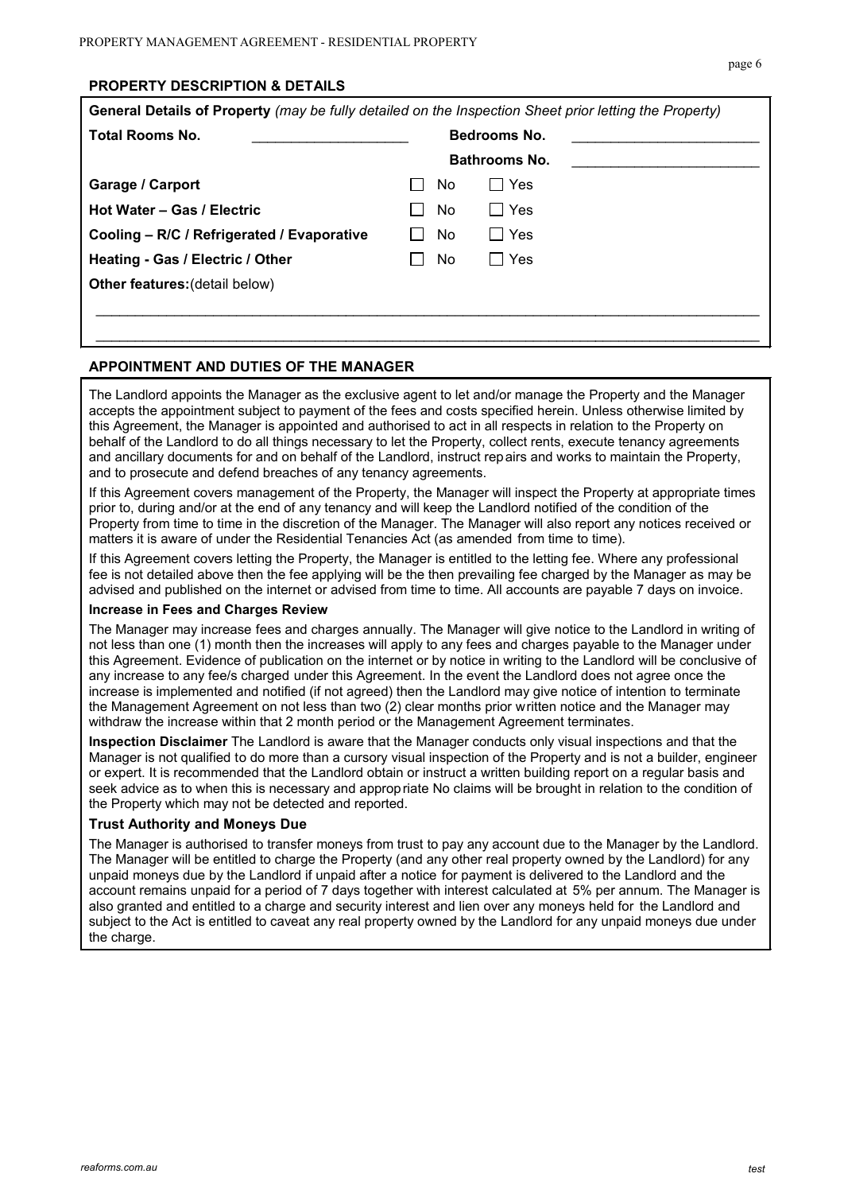## PROPERTY DESCRIPTION & DETAILS

**General Details of Property** *(may be fully detailed on the Inspection Sheet prior letting the Property)*

| | | | |
|---|---|---|---|
| **Total Rooms No.** | ____________________ | **Bedrooms No.** | ________________________ |
| | | **Bathrooms No.** | ________________________ |
| **Garage / Carport** | ☐ No | ☐ Yes | |
| **Hot Water – Gas / Electric** | ☐ No | ☐ Yes | |
| **Cooling – R/C / Refrigerated / Evaporative** | ☐ No | ☐ Yes | |
| **Heating - Gas / Electric / Other** | ☐ No | ☐ Yes | |

**Other features:**(detail below)

______________________________________________________________________________________

______________________________________________________________________________________

## APPOINTMENT AND DUTIES OF THE MANAGER

The Landlord appoints the Manager as the exclusive agent to let and/or manage the Property and the Manager accepts the appointment subject to payment of the fees and costs specified herein. Unless otherwise limited by this Agreement, the Manager is appointed and authorised to act in all respects in relation to the Property on behalf of the Landlord to do all things necessary to let the Property, collect rents, execute tenancy agreements and ancillary documents for and on behalf of the Landlord, instruct repairs and works to maintain the Property, and to prosecute and defend breaches of any tenancy agreements.

If this Agreement covers management of the Property, the Manager will inspect the Property at appropriate times prior to, during and/or at the end of any tenancy and will keep the Landlord notified of the condition of the Property from time to time in the discretion of the Manager. The Manager will also report any notices received or matters it is aware of under the Residential Tenancies Act (as amended from time to time).

If this Agreement covers letting the Property, the Manager is entitled to the letting fee. Where any professional fee is not detailed above then the fee applying will be the then prevailing fee charged by the Manager as may be advised and published on the internet or advised from time to time. All accounts are payable 7 days on invoice.

### Increase in Fees and Charges Review

The Manager may increase fees and charges annually. The Manager will give notice to the Landlord in writing of not less than one (1) month then the increases will apply to any fees and charges payable to the Manager under this Agreement. Evidence of publication on the internet or by notice in writing to the Landlord will be conclusive of any increase to any fee/s charged under this Agreement. In the event the Landlord does not agree once the increase is implemented and notified (if not agreed) then the Landlord may give notice of intention to terminate the Management Agreement on not less than two (2) clear months prior written notice and the Manager may withdraw the increase within that 2 month period or the Management Agreement terminates.

**Inspection Disclaimer** The Landlord is aware that the Manager conducts only visual inspections and that the Manager is not qualified to do more than a cursory visual inspection of the Property and is not a builder, engineer or expert. It is recommended that the Landlord obtain or instruct a written building report on a regular basis and seek advice as to when this is necessary and appropriate No claims will be brought in relation to the condition of the Property which may not be detected and reported.

### Trust Authority and Moneys Due

The Manager is authorised to transfer moneys from trust to pay any account due to the Manager by the Landlord. The Manager will be entitled to charge the Property (and any other real property owned by the Landlord) for any unpaid moneys due by the Landlord if unpaid after a notice for payment is delivered to the Landlord and the account remains unpaid for a period of 7 days together with interest calculated at 5% per annum. The Manager is also granted and entitled to a charge and security interest and lien over any moneys held for the Landlord and subject to the Act is entitled to caveat any real property owned by the Landlord for any unpaid moneys due under the charge.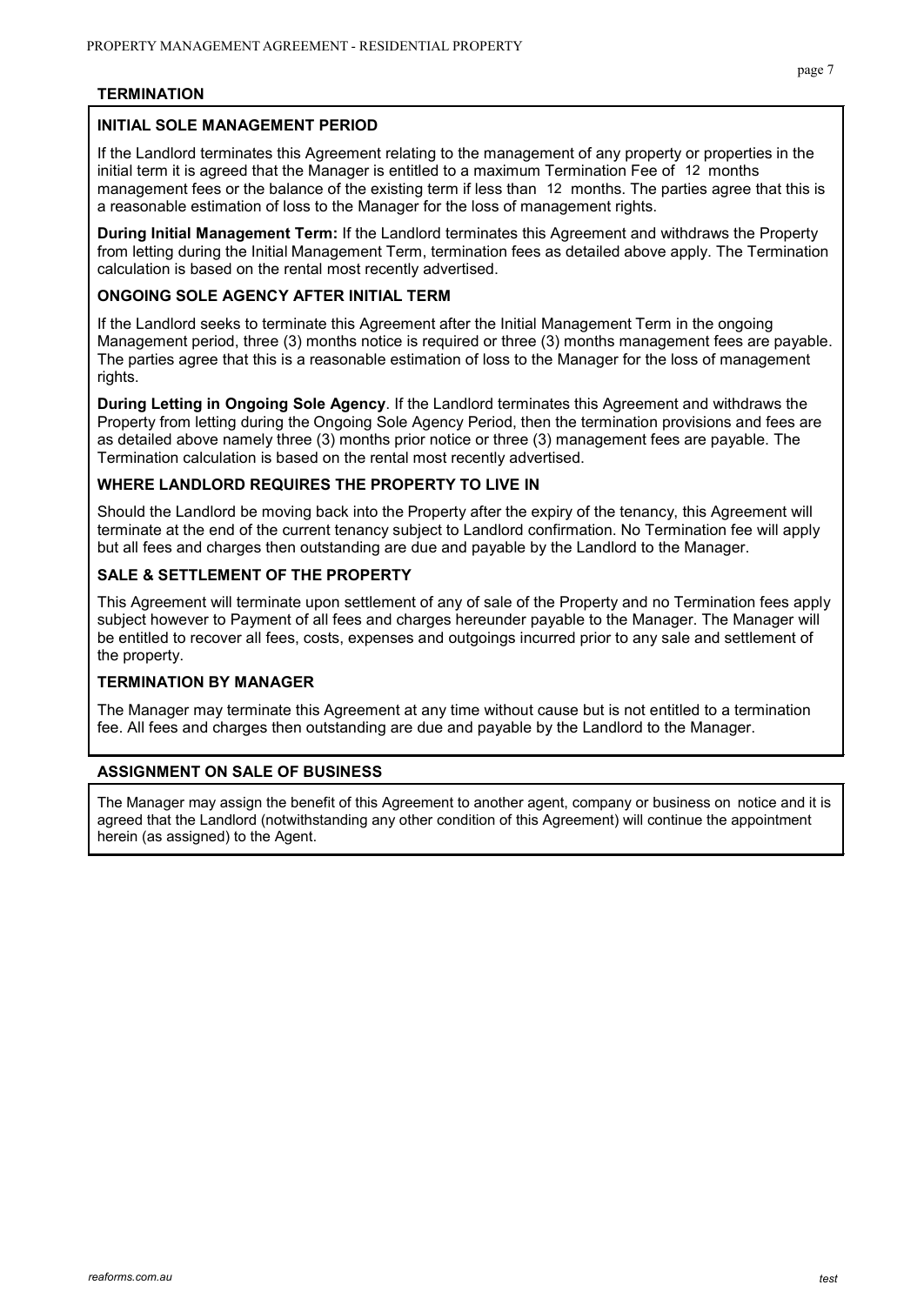## TERMINATION

### INITIAL SOLE MANAGEMENT PERIOD

If the Landlord terminates this Agreement relating to the management of any property or properties in the initial term it is agreed that the Manager is entitled to a maximum Termination Fee of 12 months management fees or the balance of the existing term if less than 12 months. The parties agree that this is a reasonable estimation of loss to the Manager for the loss of management rights.

**During Initial Management Term:** If the Landlord terminates this Agreement and withdraws the Property from letting during the Initial Management Term, termination fees as detailed above apply. The Termination calculation is based on the rental most recently advertised.

### ONGOING SOLE AGENCY AFTER INITIAL TERM

If the Landlord seeks to terminate this Agreement after the Initial Management Term in the ongoing Management period, three (3) months notice is required or three (3) months management fees are payable. The parties agree that this is a reasonable estimation of loss to the Manager for the loss of management rights.

**During Letting in Ongoing Sole Agency**. If the Landlord terminates this Agreement and withdraws the Property from letting during the Ongoing Sole Agency Period, then the termination provisions and fees are as detailed above namely three (3) months prior notice or three (3) management fees are payable. The Termination calculation is based on the rental most recently advertised.

### WHERE LANDLORD REQUIRES THE PROPERTY TO LIVE IN

Should the Landlord be moving back into the Property after the expiry of the tenancy, this Agreement will terminate at the end of the current tenancy subject to Landlord confirmation. No Termination fee will apply but all fees and charges then outstanding are due and payable by the Landlord to the Manager.

### SALE & SETTLEMENT OF THE PROPERTY

This Agreement will terminate upon settlement of any of sale of the Property and no Termination fees apply subject however to Payment of all fees and charges hereunder payable to the Manager. The Manager will be entitled to recover all fees, costs, expenses and outgoings incurred prior to any sale and settlement of the property.

### TERMINATION BY MANAGER

The Manager may terminate this Agreement at any time without cause but is not entitled to a termination fee. All fees and charges then outstanding are due and payable by the Landlord to the Manager.

## ASSIGNMENT ON SALE OF BUSINESS

The Manager may assign the benefit of this Agreement to another agent, company or business on notice and it is agreed that the Landlord (notwithstanding any other condition of this Agreement) will continue the appointment herein (as assigned) to the Agent.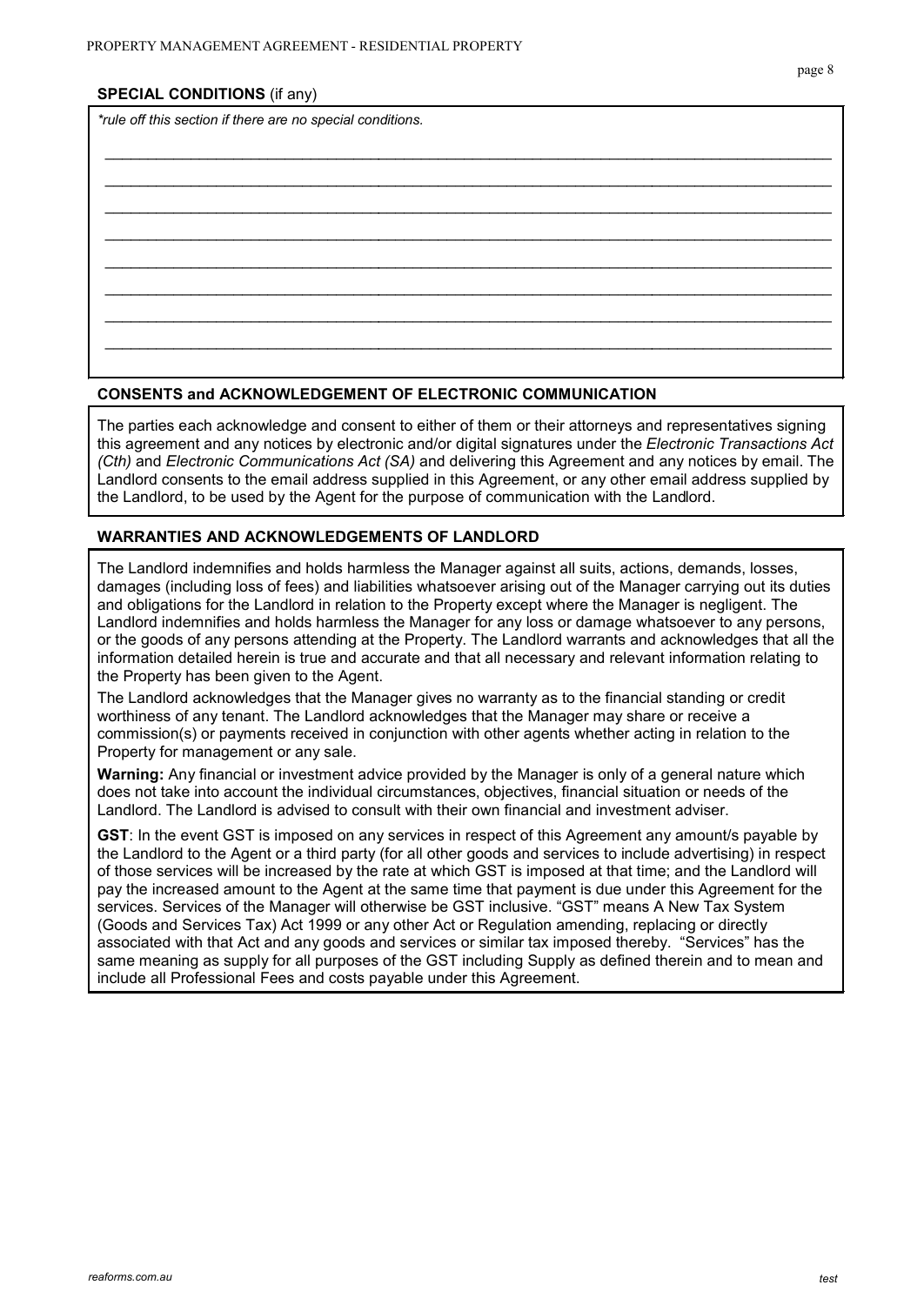## SPECIAL CONDITIONS (if any)

*\*rule off this section if there are no special conditions.*

________________________________________________________________________________

________________________________________________________________________________

________________________________________________________________________________

________________________________________________________________________________

________________________________________________________________________________

________________________________________________________________________________

________________________________________________________________________________

________________________________________________________________________________

## CONSENTS and ACKNOWLEDGEMENT OF ELECTRONIC COMMUNICATION

The parties each acknowledge and consent to either of them or their attorneys and representatives signing this agreement and any notices by electronic and/or digital signatures under the *Electronic Transactions Act (Cth)* and *Electronic Communications Act (SA)* and delivering this Agreement and any notices by email. The Landlord consents to the email address supplied in this Agreement, or any other email address supplied by the Landlord, to be used by the Agent for the purpose of communication with the Landlord.

## WARRANTIES AND ACKNOWLEDGEMENTS OF LANDLORD

The Landlord indemnifies and holds harmless the Manager against all suits, actions, demands, losses, damages (including loss of fees) and liabilities whatsoever arising out of the Manager carrying out its duties and obligations for the Landlord in relation to the Property except where the Manager is negligent. The Landlord indemnifies and holds harmless the Manager for any loss or damage whatsoever to any persons, or the goods of any persons attending at the Property. The Landlord warrants and acknowledges that all the information detailed herein is true and accurate and that all necessary and relevant information relating to the Property has been given to the Agent.

The Landlord acknowledges that the Manager gives no warranty as to the financial standing or credit worthiness of any tenant. The Landlord acknowledges that the Manager may share or receive a commission(s) or payments received in conjunction with other agents whether acting in relation to the Property for management or any sale.

**Warning:** Any financial or investment advice provided by the Manager is only of a general nature which does not take into account the individual circumstances, objectives, financial situation or needs of the Landlord. The Landlord is advised to consult with their own financial and investment adviser.

**GST**: In the event GST is imposed on any services in respect of this Agreement any amount/s payable by the Landlord to the Agent or a third party (for all other goods and services to include advertising) in respect of those services will be increased by the rate at which GST is imposed at that time; and the Landlord will pay the increased amount to the Agent at the same time that payment is due under this Agreement for the services. Services of the Manager will otherwise be GST inclusive. "GST" means A New Tax System (Goods and Services Tax) Act 1999 or any other Act or Regulation amending, replacing or directly associated with that Act and any goods and services or similar tax imposed thereby. "Services" has the same meaning as supply for all purposes of the GST including Supply as defined therein and to mean and include all Professional Fees and costs payable under this Agreement.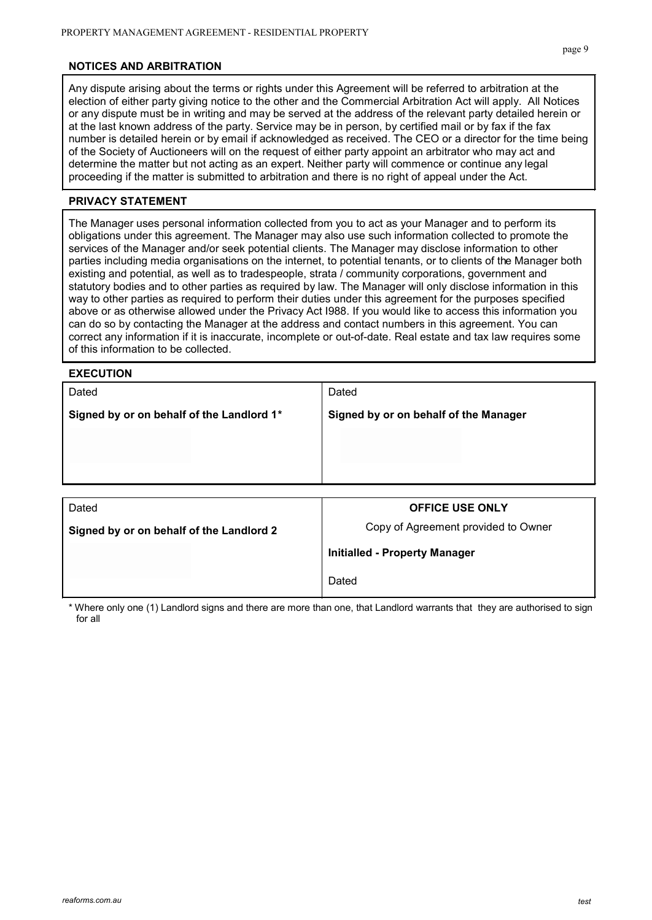## NOTICES AND ARBITRATION

Any dispute arising about the terms or rights under this Agreement will be referred to arbitration at the election of either party giving notice to the other and the Commercial Arbitration Act will apply. All Notices or any dispute must be in writing and may be served at the address of the relevant party detailed herein or at the last known address of the party. Service may be in person, by certified mail or by fax if the fax number is detailed herein or by email if acknowledged as received. The CEO or a director for the time being of the Society of Auctioneers will on the request of either party appoint an arbitrator who may act and determine the matter but not acting as an expert. Neither party will commence or continue any legal proceeding if the matter is submitted to arbitration and there is no right of appeal under the Act.

## PRIVACY STATEMENT

The Manager uses personal information collected from you to act as your Manager and to perform its obligations under this agreement. The Manager may also use such information collected to promote the services of the Manager and/or seek potential clients. The Manager may disclose information to other parties including media organisations on the internet, to potential tenants, or to clients of the Manager both existing and potential, as well as to tradespeople, strata / community corporations, government and statutory bodies and to other parties as required by law. The Manager will only disclose information in this way to other parties as required to perform their duties under this agreement for the purposes specified above or as otherwise allowed under the Privacy Act I988. If you would like to access this information you can do so by contacting the Manager at the address and contact numbers in this agreement. You can correct any information if it is inaccurate, incomplete or out-of-date. Real estate and tax law requires some of this information to be collected.

## EXECUTION

| | |
|---|---|
| Dated<br>**Signed by or on behalf of the Landlord 1*** | Dated<br>**Signed by or on behalf of the Manager** |

| | |
|---|---|
| Dated<br>**Signed by or on behalf of the Landlord 2** | **OFFICE USE ONLY**<br>Copy of Agreement provided to Owner<br>**Initialled - Property Manager**<br>Dated |

\* Where only one (1) Landlord signs and there are more than one, that Landlord warrants that they are authorised to sign for all